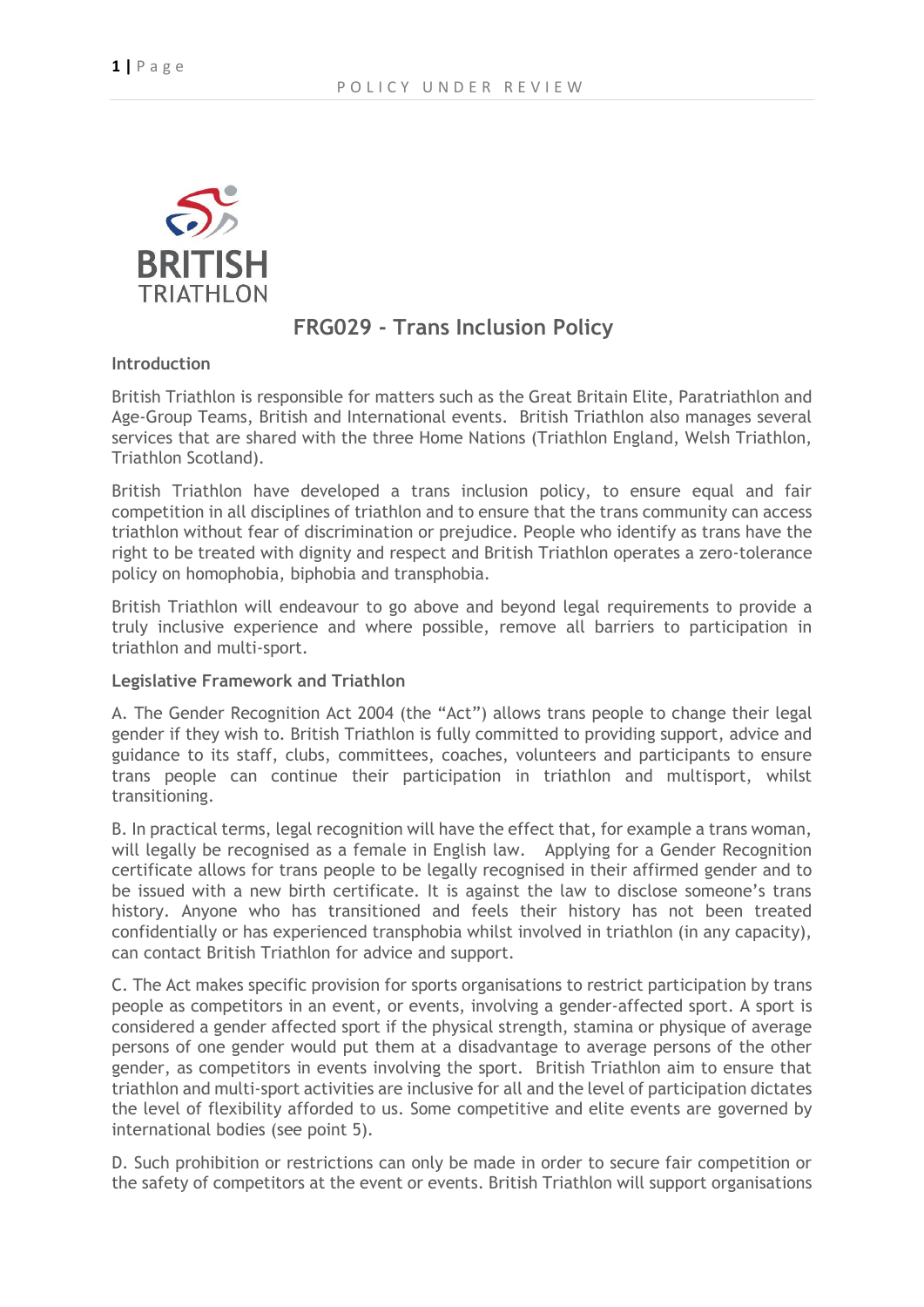# FRG029 - Trans Inclusion Policy

**Introduction**

British Triathlon is responsible for matters such as the Great Britain Elite, Paratriathlon and Age-Group Teams, British and International events. British Triathlon also manages several services that are shared with the three Home Nations (Triathlon England, Welsh Triathlon, Triathlon Scotland).

British Triathlon have developed a trans inclusion policy, to ensure equal and fair competition in all disciplines of triathlon and to ensure that the trans community can access triathlon without fear of discrimination or prejudice. People who identify as trans have the right to be treated with dignity and respect and British Triathlon operates a zero-tolerance policy on homophobia, biphobia and transphobia.

British Triathlon will endeavour to go above and beyond legal requirements to provide a truly inclusive experience and where possible, remove all barriers to participation in triathlon and multi-sport.

**Legislative Framework and Triathlon**

A. The Gender Recognition Act 2004 (the "Act") allows trans people to change their legal gender if they wish to. British Triathlon is fully committed to providing support, advice and guidance to its staff, clubs, committees, coaches, volunteers and participants to ensure trans people can continue their participation in triathlon and multisport, whilst transitioning.

B. In practical terms, legal recognition will have the effect that, for example a trans woman, will legally be recognised as a female in English law. Applying for a Gender Recognition certificate allows for trans people to be legally recognised in their affirmed gender and to be issued with a new birth certificate. It is against the law to disclose someone's trans history. Anyone who has transitioned and feels their history has not been treated confidentially or has experienced transphobia whilst involved in triathlon (in any capacity), can contact British Triathlon for advice and support.

C. The Act makes specific provision for sports organisations to restrict participation by trans people as competitors in an event, or events, involving a gender-affected sport. A sport is considered a gender affected sport if the physical strength, stamina or physique of average persons of one gender would put them at a disadvantage to average persons of the other gender, as competitors in events involving the sport. British Triathlon aim to ensure that triathlon and multi-sport activities are inclusive for all and the level of participation dictates the level of flexibility afforded to us. Some competitive and elite events are governed by international bodies (see point 5).

D. Such prohibition or restrictions can only be made in order to secure fair competition or the safety of competitors at the event or events. British Triathlon will support organisations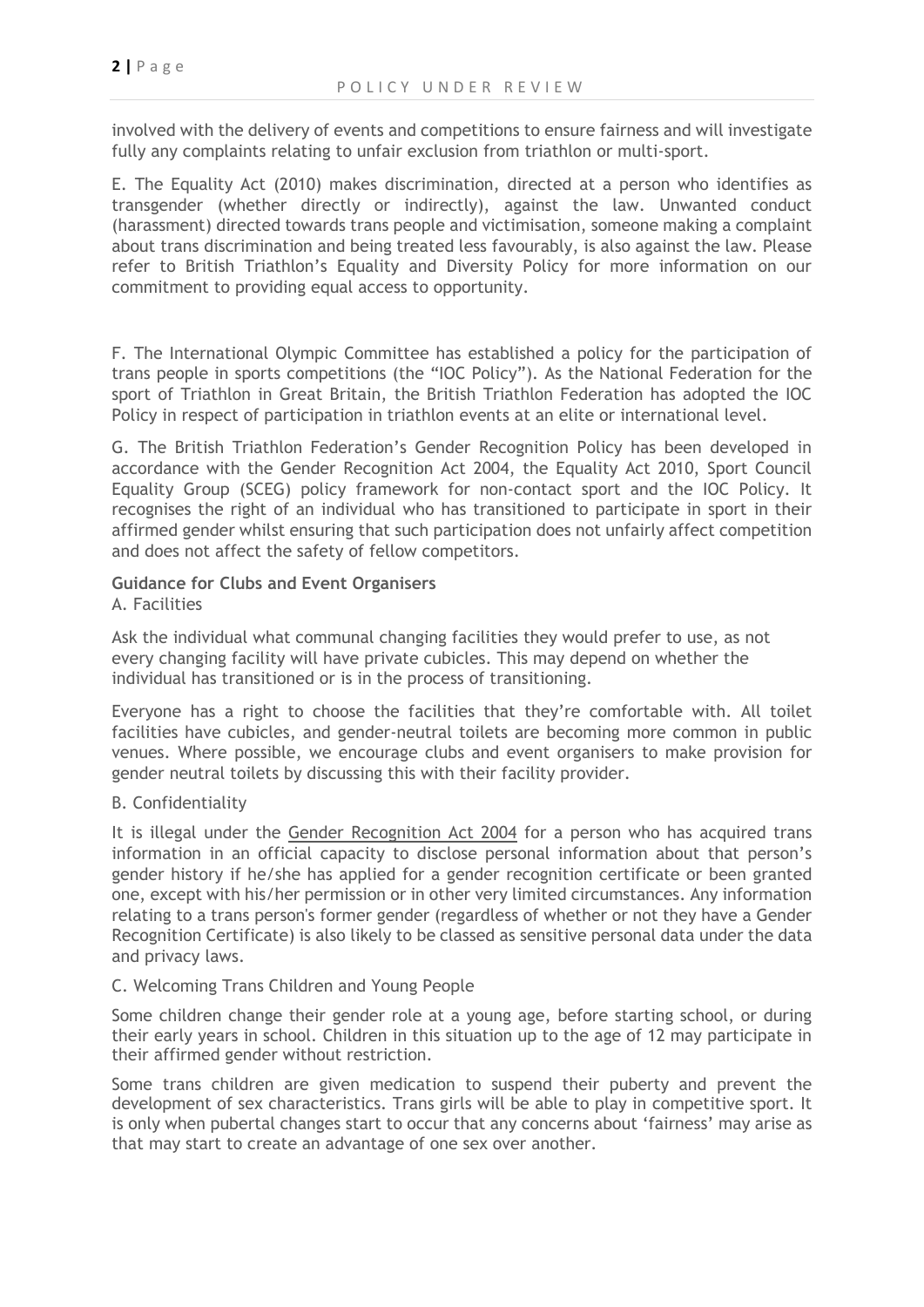involved with the delivery of events and competitions to ensure fairness and will investigate fully any complaints relating to unfair exclusion from triathlon or multi-sport.

E. The Equality Act (2010) makes discrimination, directed at a person who identifies as transgender (whether directly or indirectly), against the law. Unwanted conduct (harassment) directed towards trans people and victimisation, someone making a complaint about trans discrimination and being treated less favourably, is also against the law. Please refer to British Triathlon's Equality and Diversity Policy for more information on our commitment to providing equal access to opportunity.

F. The International Olympic Committee has established a policy for the participation of trans people in sports competitions (the "IOC Policy"). As the National Federation for the sport of Triathlon in Great Britain, the British Triathlon Federation has adopted the IOC Policy in respect of participation in triathlon events at an elite or international level.

G. The British Triathlon Federation's Gender Recognition Policy has been developed in accordance with the Gender Recognition Act 2004, the Equality Act 2010, Sport Council Equality Group (SCEG) policy framework for non-contact sport and the IOC Policy. It recognises the right of an individual who has transitioned to participate in sport in their affirmed gender whilst ensuring that such participation does not unfairly affect competition and does not affect the safety of fellow competitors.

**Guidance for Clubs and Event Organisers**

A. Facilities

Ask the individual what communal changing facilities they would prefer to use, as not every changing facility will have private cubicles. This may depend on whether the individual has transitioned or is in the process of transitioning.

Everyone has a right to choose the facilities that they're comfortable with. All toilet facilities have cubicles, and gender-neutral toilets are becoming more common in public venues. Where possible, we encourage clubs and event organisers to make provision for gender neutral toilets by discussing this with their facility provider.

B. Confidentiality

It is illegal under the Gender Recognition Act 2004 for a person who has acquired trans information in an official capacity to disclose personal information about that person's gender history if he/she has applied for a gender recognition certificate or been granted one, except with his/her permission or in other very limited circumstances. Any information relating to a trans person's former gender (regardless of whether or not they have a Gender Recognition Certificate) is also likely to be classed as sensitive personal data under the data and privacy laws.

C. Welcoming Trans Children and Young People

Some children change their gender role at a young age, before starting school, or during their early years in school. Children in this situation up to the age of 12 may participate in their affirmed gender without restriction.

Some trans children are given medication to suspend their puberty and prevent the development of sex characteristics. Trans girls will be able to play in competitive sport. It is only when pubertal changes start to occur that any concerns about 'fairness' may arise as that may start to create an advantage of one sex over another.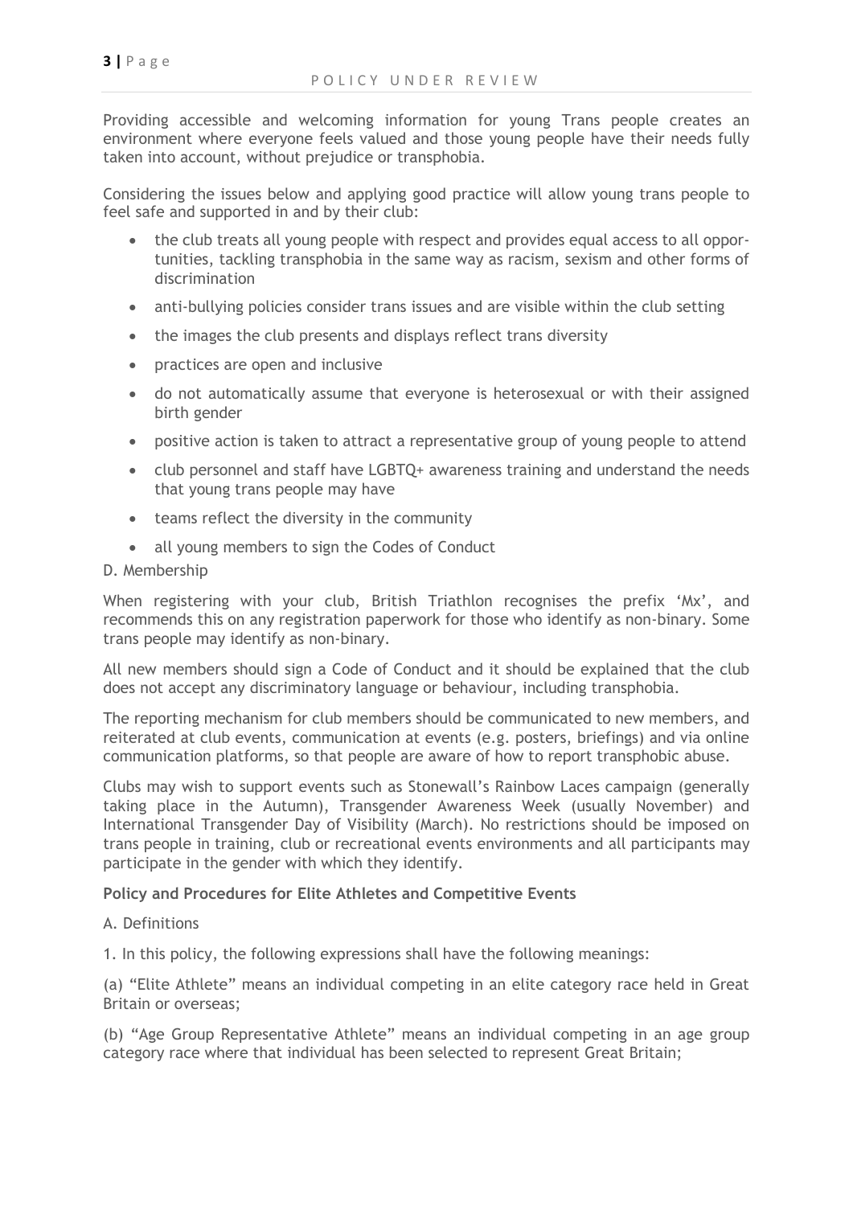Providing accessible and welcoming information for young Trans people creates an environment where everyone feels valued and those young people have their needs fully taken into account, without prejudice or transphobia.

Considering the issues below and applying good practice will allow young trans people to feel safe and supported in and by their club:

- the club treats all young people with respect and provides equal access to all opportunities, tackling transphobia in the same way as racism, sexism and other forms of discrimination
- anti-bullying policies consider trans issues and are visible within the club setting
- the images the club presents and displays reflect trans diversity
- practices are open and inclusive
- do not automatically assume that everyone is heterosexual or with their assigned birth gender
- positive action is taken to attract a representative group of young people to attend
- club personnel and staff have LGBTQ+ awareness training and understand the needs that young trans people may have
- teams reflect the diversity in the community
- all young members to sign the Codes of Conduct

D. Membership

When registering with your club, British Triathlon recognises the prefix 'Mx', and recommends this on any registration paperwork for those who identify as non-binary. Some trans people may identify as non-binary.

All new members should sign a Code of Conduct and it should be explained that the club does not accept any discriminatory language or behaviour, including transphobia.

The reporting mechanism for club members should be communicated to new members, and reiterated at club events, communication at events (e.g. posters, briefings) and via online communication platforms, so that people are aware of how to report transphobic abuse.

Clubs may wish to support events such as Stonewall's Rainbow Laces campaign (generally taking place in the Autumn), Transgender Awareness Week (usually November) and International Transgender Day of Visibility (March). No restrictions should be imposed on trans people in training, club or recreational events environments and all participants may participate in the gender with which they identify.

**Policy and Procedures for Elite Athletes and Competitive Events**

A. Definitions

1. In this policy, the following expressions shall have the following meanings:

(a) "Elite Athlete" means an individual competing in an elite category race held in Great Britain or overseas;

(b) "Age Group Representative Athlete" means an individual competing in an age group category race where that individual has been selected to represent Great Britain;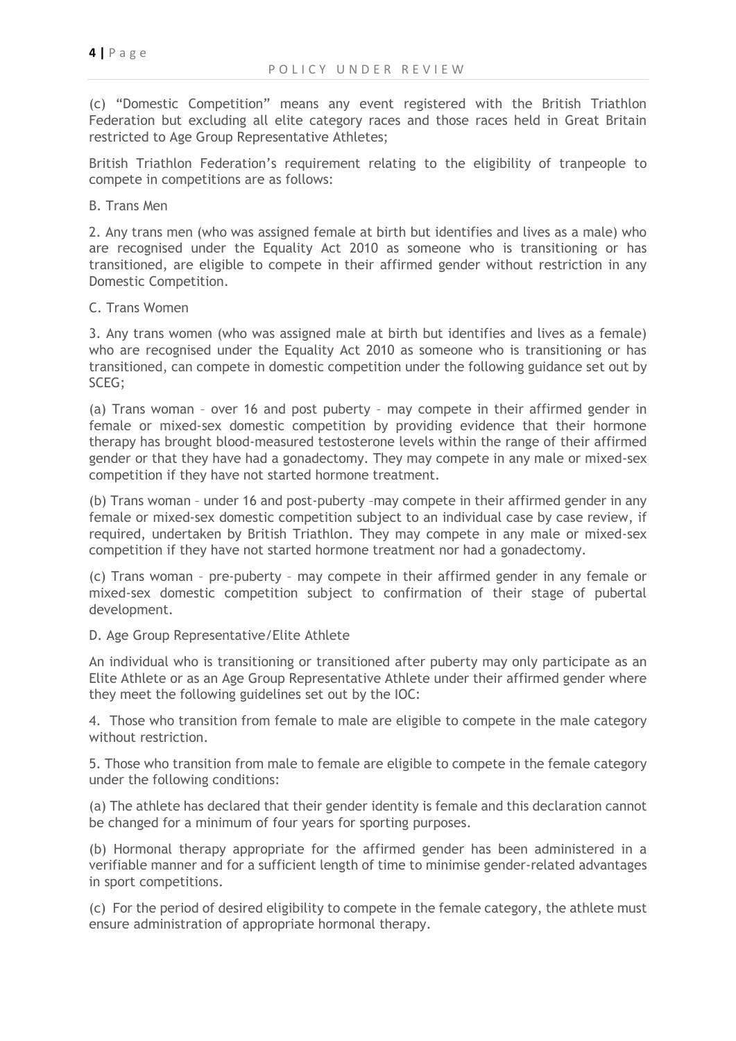(c) "Domestic Competition" means any event registered with the British Triathlon Federation but excluding all elite category races and those races held in Great Britain restricted to Age Group Representative Athletes;

British Triathlon Federation's requirement relating to the eligibility of tranpeople to compete in competitions are as follows:

B. Trans Men

2. Any trans men (who was assigned female at birth but identifies and lives as a male) who are recognised under the Equality Act 2010 as someone who is transitioning or has transitioned, are eligible to compete in their affirmed gender without restriction in any Domestic Competition.

C. Trans Women

3. Any trans women (who was assigned male at birth but identifies and lives as a female) who are recognised under the Equality Act 2010 as someone who is transitioning or has transitioned, can compete in domestic competition under the following guidance set out by SCEG;

(a) Trans woman – over 16 and post puberty – may compete in their affirmed gender in female or mixed-sex domestic competition by providing evidence that their hormone therapy has brought blood-measured testosterone levels within the range of their affirmed gender or that they have had a gonadectomy. They may compete in any male or mixed-sex competition if they have not started hormone treatment.

(b) Trans woman – under 16 and post-puberty –may compete in their affirmed gender in any female or mixed-sex domestic competition subject to an individual case by case review, if required, undertaken by British Triathlon. They may compete in any male or mixed-sex competition if they have not started hormone treatment nor had a gonadectomy.

(c) Trans woman – pre-puberty – may compete in their affirmed gender in any female or mixed-sex domestic competition subject to confirmation of their stage of pubertal development.

D. Age Group Representative/Elite Athlete

An individual who is transitioning or transitioned after puberty may only participate as an Elite Athlete or as an Age Group Representative Athlete under their affirmed gender where they meet the following guidelines set out by the IOC:

4. Those who transition from female to male are eligible to compete in the male category without restriction.

5. Those who transition from male to female are eligible to compete in the female category under the following conditions:

(a) The athlete has declared that their gender identity is female and this declaration cannot be changed for a minimum of four years for sporting purposes.

(b) Hormonal therapy appropriate for the affirmed gender has been administered in a verifiable manner and for a sufficient length of time to minimise gender-related advantages in sport competitions.

(c) For the period of desired eligibility to compete in the female category, the athlete must ensure administration of appropriate hormonal therapy.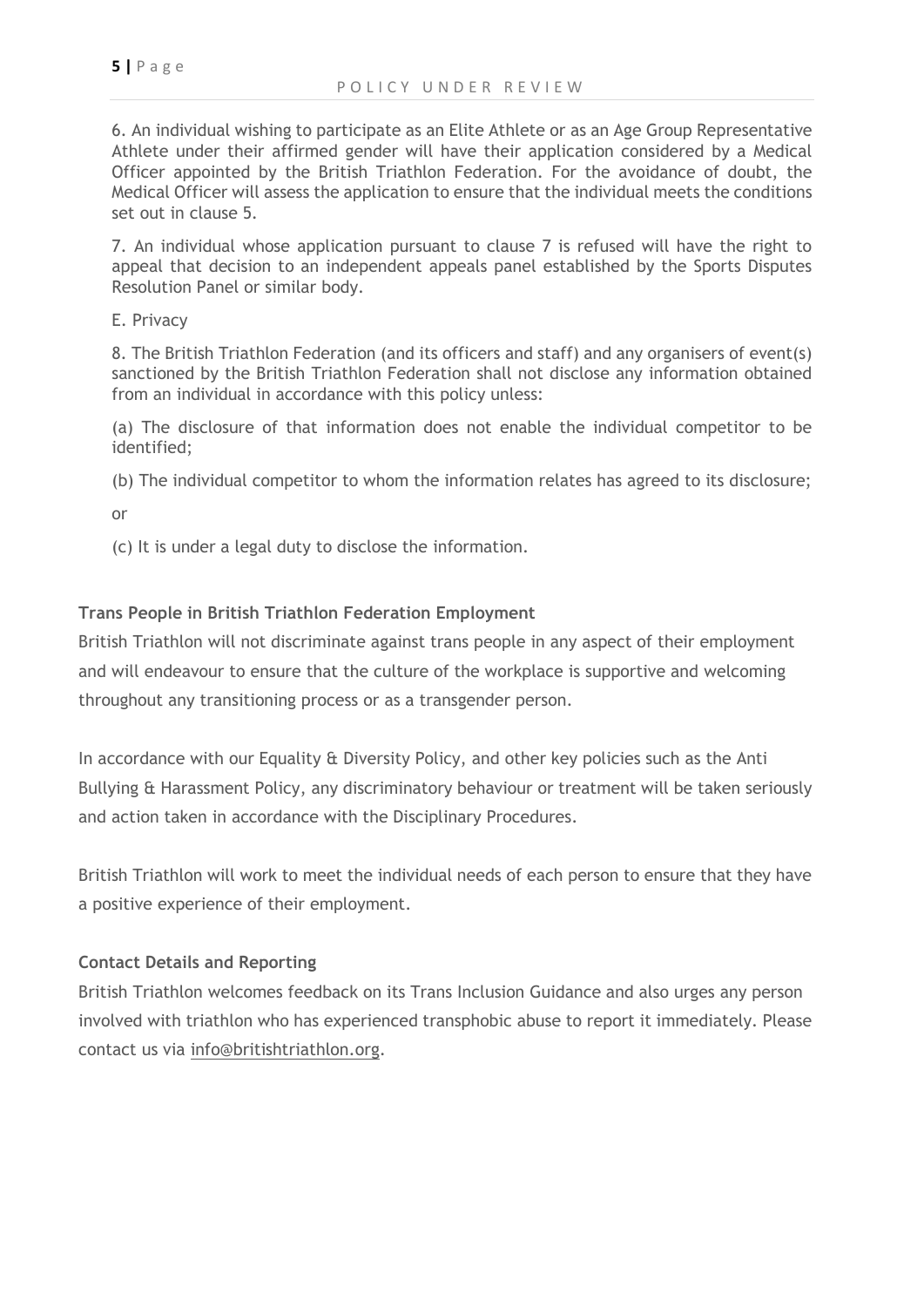6. An individual wishing to participate as an Elite Athlete or as an Age Group Representative Athlete under their affirmed gender will have their application considered by a Medical Officer appointed by the British Triathlon Federation. For the avoidance of doubt, the Medical Officer will assess the application to ensure that the individual meets the conditions set out in clause 5.

7. An individual whose application pursuant to clause 7 is refused will have the right to appeal that decision to an independent appeals panel established by the Sports Disputes Resolution Panel or similar body.

E. Privacy

8. The British Triathlon Federation (and its officers and staff) and any organisers of event(s) sanctioned by the British Triathlon Federation shall not disclose any information obtained from an individual in accordance with this policy unless:

(a) The disclosure of that information does not enable the individual competitor to be identified;

(b) The individual competitor to whom the information relates has agreed to its disclosure;

or

(c) It is under a legal duty to disclose the information.

**Trans People in British Triathlon Federation Employment**

British Triathlon will not discriminate against trans people in any aspect of their employment and will endeavour to ensure that the culture of the workplace is supportive and welcoming throughout any transitioning process or as a transgender person.

In accordance with our Equality & Diversity Policy, and other key policies such as the Anti Bullying & Harassment Policy, any discriminatory behaviour or treatment will be taken seriously and action taken in accordance with the Disciplinary Procedures.

British Triathlon will work to meet the individual needs of each person to ensure that they have a positive experience of their employment.

**Contact Details and Reporting**

British Triathlon welcomes feedback on its Trans Inclusion Guidance and also urges any person involved with triathlon who has experienced transphobic abuse to report it immediately. Please contact us via info@britishtriathlon.org.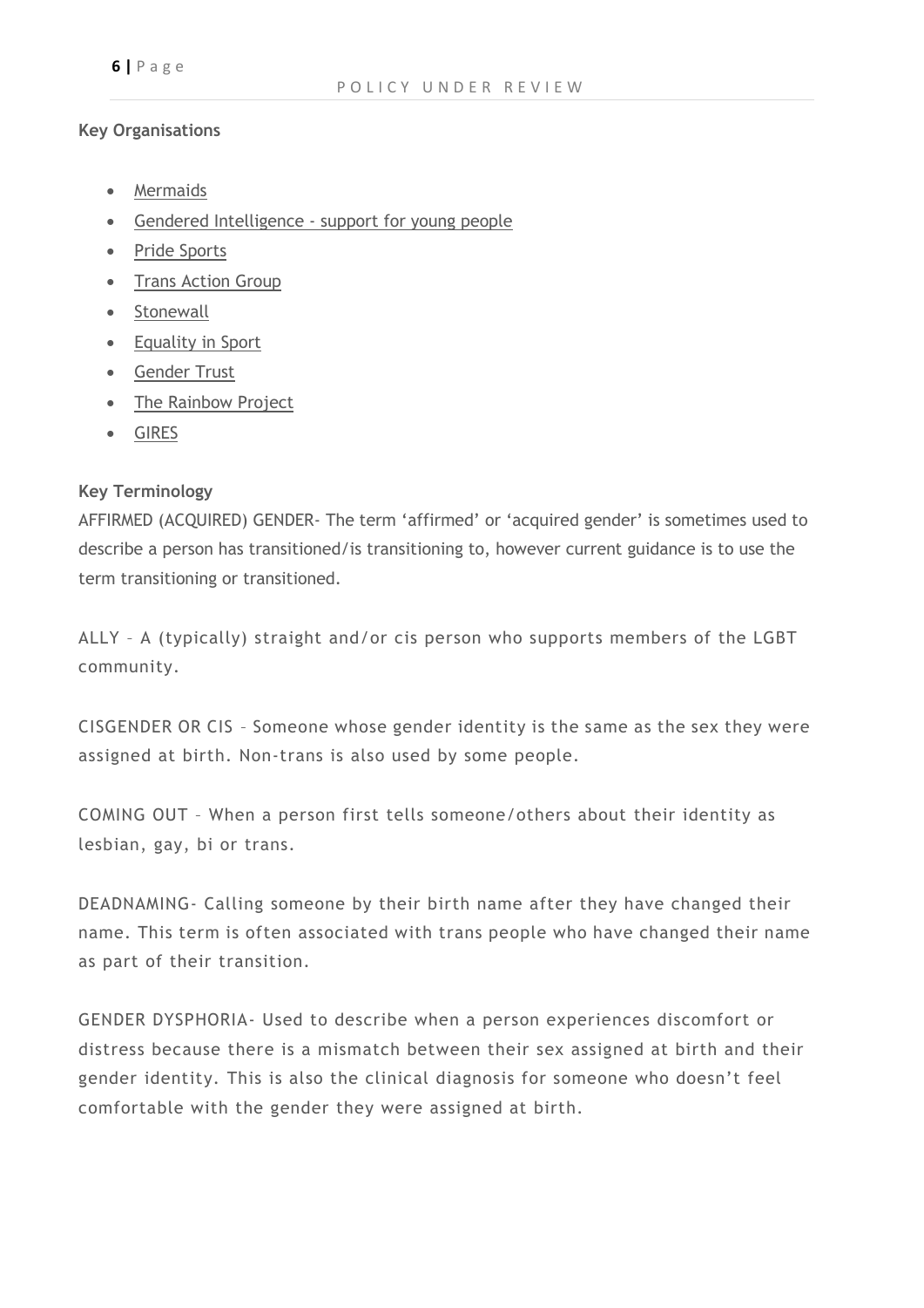**Key Organisations**

- Mermaids
- Gendered Intelligence - support for young people
- Pride Sports
- Trans Action Group
- Stonewall
- Equality in Sport
- Gender Trust
- The Rainbow Project
- GIRES

**Key Terminology**

AFFIRMED (ACQUIRED) GENDER- The term 'affirmed' or 'acquired gender' is sometimes used to describe a person has transitioned/is transitioning to, however current guidance is to use the term transitioning or transitioned.

ALLY – A (typically) straight and/or cis person who supports members of the LGBT community.

CISGENDER OR CIS – Someone whose gender identity is the same as the sex they were assigned at birth. Non-trans is also used by some people.

COMING OUT – When a person first tells someone/others about their identity as lesbian, gay, bi or trans.

DEADNAMING- Calling someone by their birth name after they have changed their name. This term is often associated with trans people who have changed their name as part of their transition.

GENDER DYSPHORIA- Used to describe when a person experiences discomfort or distress because there is a mismatch between their sex assigned at birth and their gender identity. This is also the clinical diagnosis for someone who doesn't feel comfortable with the gender they were assigned at birth.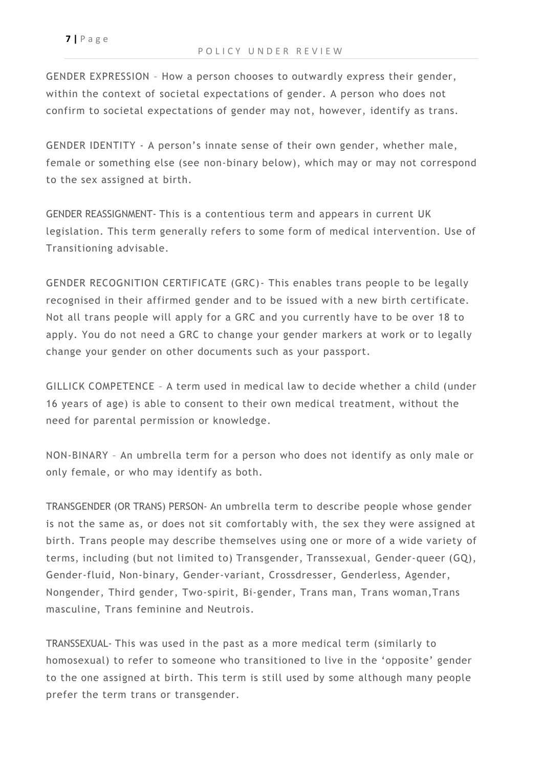GENDER EXPRESSION – How a person chooses to outwardly express their gender, within the context of societal expectations of gender. A person who does not confirm to societal expectations of gender may not, however, identify as trans.

GENDER IDENTITY - A person's innate sense of their own gender, whether male, female or something else (see non-binary below), which may or may not correspond to the sex assigned at birth.

GENDER REASSIGNMENT- This is a contentious term and appears in current UK legislation. This term generally refers to some form of medical intervention. Use of Transitioning advisable.

GENDER RECOGNITION CERTIFICATE (GRC)- This enables trans people to be legally recognised in their affirmed gender and to be issued with a new birth certificate. Not all trans people will apply for a GRC and you currently have to be over 18 to apply. You do not need a GRC to change your gender markers at work or to legally change your gender on other documents such as your passport.

GILLICK COMPETENCE – A term used in medical law to decide whether a child (under 16 years of age) is able to consent to their own medical treatment, without the need for parental permission or knowledge.

NON-BINARY – An umbrella term for a person who does not identify as only male or only female, or who may identify as both.

TRANSGENDER (OR TRANS) PERSON- An umbrella term to describe people whose gender is not the same as, or does not sit comfortably with, the sex they were assigned at birth. Trans people may describe themselves using one or more of a wide variety of terms, including (but not limited to) Transgender, Transsexual, Gender-queer (GQ), Gender-fluid, Non-binary, Gender-variant, Crossdresser, Genderless, Agender, Nongender, Third gender, Two-spirit, Bi-gender, Trans man, Trans woman,Trans masculine, Trans feminine and Neutrois.

TRANSSEXUAL- This was used in the past as a more medical term (similarly to homosexual) to refer to someone who transitioned to live in the 'opposite' gender to the one assigned at birth. This term is still used by some although many people prefer the term trans or transgender.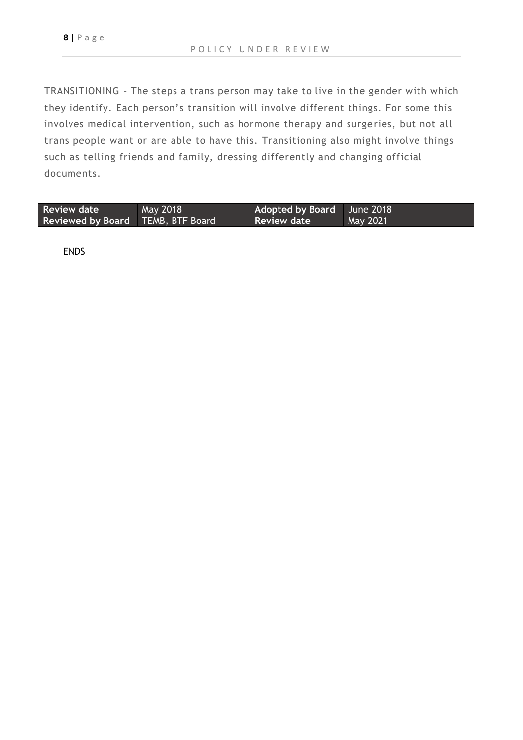TRANSITIONING – The steps a trans person may take to live in the gender with which they identify. Each person's transition will involve different things. For some this involves medical intervention, such as hormone therapy and surgeries, but not all trans people want or are able to have this. Transitioning also might involve things such as telling friends and family, dressing differently and changing official documents.

| | | | |
|---|---|---|---|
| **Review date** | May 2018 | **Adopted by Board** | June 2018 |
| **Reviewed by Board** | TEMB, BTF Board | **Review date** | May 2021 |

ENDS